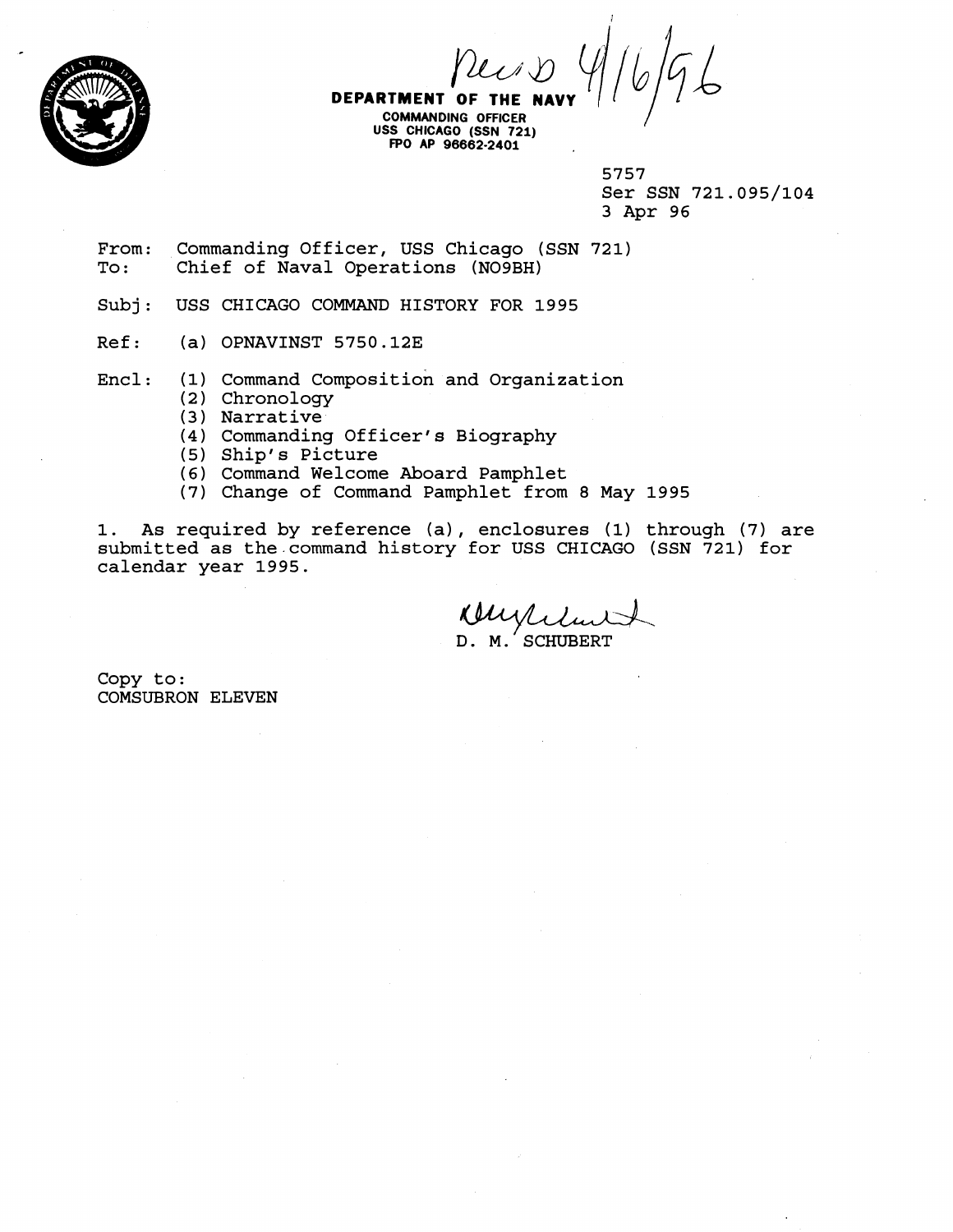Rec'd 4/16/96

**DEPARTMENT OF THE NAVY**
**COMMANDING OFFICER**
**USS CHICAGO (SSN 721)**
**FPO AP 96662-2401**

5757
Ser SSN 721.095/104
3 Apr 96

From: Commanding Officer, USS Chicago (SSN 721)
To: Chief of Naval Operations (NO9BH)

Subj: USS CHICAGO COMMAND HISTORY FOR 1995

Ref: (a) OPNAVINST 5750.12E

Encl: (1) Command Composition and Organization
(2) Chronology
(3) Narrative
(4) Commanding Officer's Biography
(5) Ship's Picture
(6) Command Welcome Aboard Pamphlet
(7) Change of Command Pamphlet from 8 May 1995

1. As required by reference (a), enclosures (1) through (7) are submitted as the command history for USS CHICAGO (SSN 721) for calendar year 1995.

D. M. SCHUBERT

Copy to:
COMSUBRON ELEVEN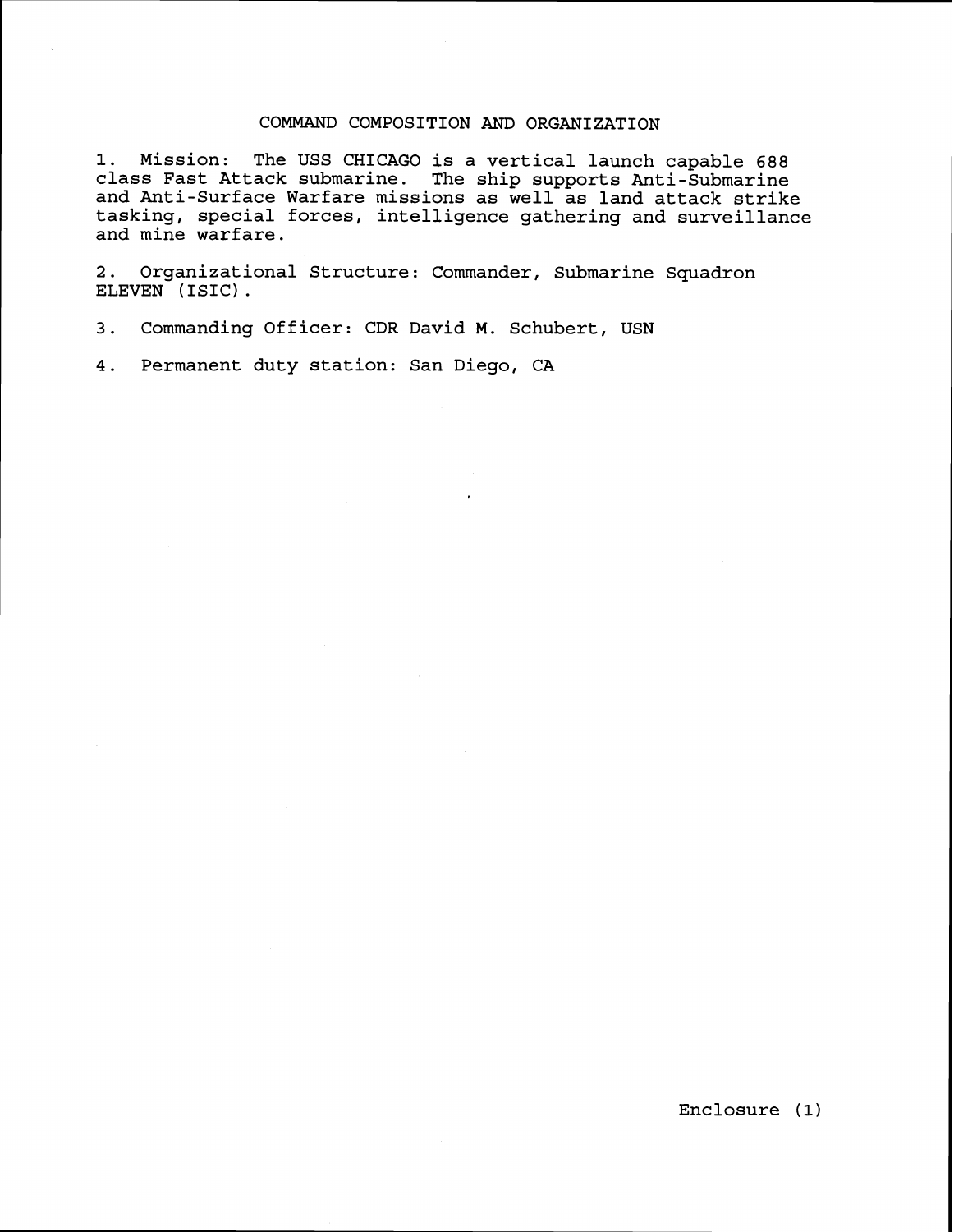# COMMAND COMPOSITION AND ORGANIZATION

1. Mission: The USS CHICAGO is a vertical launch capable 688 class Fast Attack submarine. The ship supports Anti-Submarine and Anti-Surface Warfare missions as well as land attack strike tasking, special forces, intelligence gathering and surveillance and mine warfare.

2. Organizational Structure: Commander, Submarine Squadron ELEVEN (ISIC).

3. Commanding Officer: CDR David M. Schubert, USN

4. Permanent duty station: San Diego, CA

Enclosure (1)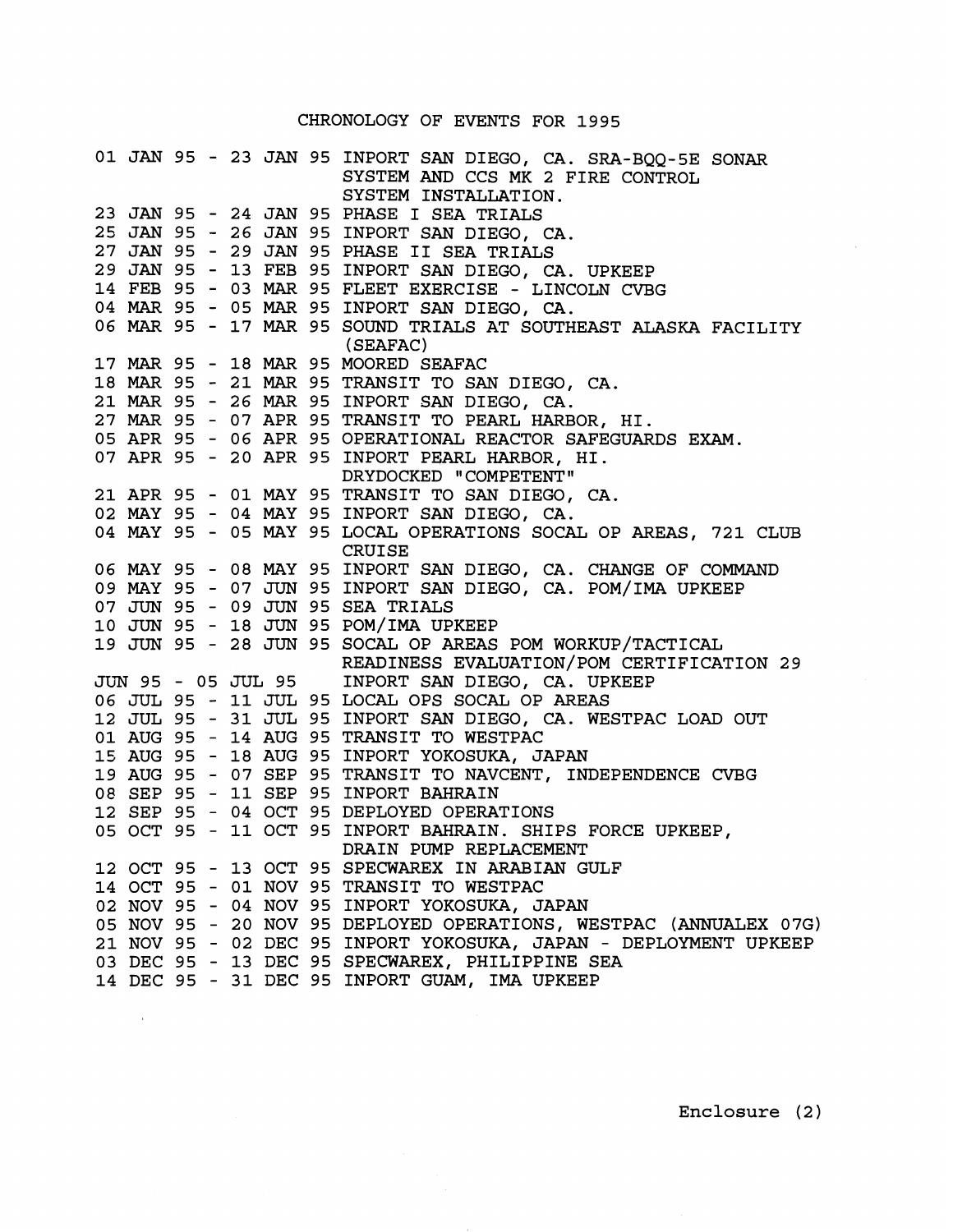# CHRONOLOGY OF EVENTS FOR 1995

| Dates | Event |
|---|---|
| 01 JAN 95 - 23 JAN 95 | INPORT SAN DIEGO, CA. SRA-BQQ-5E SONAR SYSTEM AND CCS MK 2 FIRE CONTROL SYSTEM INSTALLATION. |
| 23 JAN 95 - 24 JAN 95 | PHASE I SEA TRIALS |
| 25 JAN 95 - 26 JAN 95 | INPORT SAN DIEGO, CA. |
| 27 JAN 95 - 29 JAN 95 | PHASE II SEA TRIALS |
| 29 JAN 95 - 13 FEB 95 | INPORT SAN DIEGO, CA. UPKEEP |
| 14 FEB 95 - 03 MAR 95 | FLEET EXERCISE - LINCOLN CVBG |
| 04 MAR 95 - 05 MAR 95 | INPORT SAN DIEGO, CA. |
| 06 MAR 95 - 17 MAR 95 | SOUND TRIALS AT SOUTHEAST ALASKA FACILITY (SEAFAC) |
| 17 MAR 95 - 18 MAR 95 | MOORED SEAFAC |
| 18 MAR 95 - 21 MAR 95 | TRANSIT TO SAN DIEGO, CA. |
| 21 MAR 95 - 26 MAR 95 | INPORT SAN DIEGO, CA. |
| 27 MAR 95 - 07 APR 95 | TRANSIT TO PEARL HARBOR, HI. |
| 05 APR 95 - 06 APR 95 | OPERATIONAL REACTOR SAFEGUARDS EXAM. |
| 07 APR 95 - 20 APR 95 | INPORT PEARL HARBOR, HI. DRYDOCKED "COMPETENT" |
| 21 APR 95 - 01 MAY 95 | TRANSIT TO SAN DIEGO, CA. |
| 02 MAY 95 - 04 MAY 95 | INPORT SAN DIEGO, CA. |
| 04 MAY 95 - 05 MAY 95 | LOCAL OPERATIONS SOCAL OP AREAS, 721 CLUB CRUISE |
| 06 MAY 95 - 08 MAY 95 | INPORT SAN DIEGO, CA. CHANGE OF COMMAND |
| 09 MAY 95 - 07 JUN 95 | INPORT SAN DIEGO, CA. POM/IMA UPKEEP |
| 07 JUN 95 - 09 JUN 95 | SEA TRIALS |
| 10 JUN 95 - 18 JUN 95 | POM/IMA UPKEEP |
| 19 JUN 95 - 28 JUN 95 | SOCAL OP AREAS POM WORKUP/TACTICAL READINESS EVALUATION/POM CERTIFICATION 29 |
| JUN 95 - 05 JUL 95 | INPORT SAN DIEGO, CA. UPKEEP |
| 06 JUL 95 - 11 JUL 95 | LOCAL OPS SOCAL OP AREAS |
| 12 JUL 95 - 31 JUL 95 | INPORT SAN DIEGO, CA. WESTPAC LOAD OUT |
| 01 AUG 95 - 14 AUG 95 | TRANSIT TO WESTPAC |
| 15 AUG 95 - 18 AUG 95 | INPORT YOKOSUKA, JAPAN |
| 19 AUG 95 - 07 SEP 95 | TRANSIT TO NAVCENT, INDEPENDENCE CVBG |
| 08 SEP 95 - 11 SEP 95 | INPORT BAHRAIN |
| 12 SEP 95 - 04 OCT 95 | DEPLOYED OPERATIONS |
| 05 OCT 95 - 11 OCT 95 | INPORT BAHRAIN. SHIPS FORCE UPKEEP, DRAIN PUMP REPLACEMENT |
| 12 OCT 95 - 13 OCT 95 | SPECWAREX IN ARABIAN GULF |
| 14 OCT 95 - 01 NOV 95 | TRANSIT TO WESTPAC |
| 02 NOV 95 - 04 NOV 95 | INPORT YOKOSUKA, JAPAN |
| 05 NOV 95 - 20 NOV 95 | DEPLOYED OPERATIONS, WESTPAC (ANNUALEX 07G) |
| 21 NOV 95 - 02 DEC 95 | INPORT YOKOSUKA, JAPAN - DEPLOYMENT UPKEEP |
| 03 DEC 95 - 13 DEC 95 | SPECWAREX, PHILIPPINE SEA |
| 14 DEC 95 - 31 DEC 95 | INPORT GUAM, IMA UPKEEP |

Enclosure (2)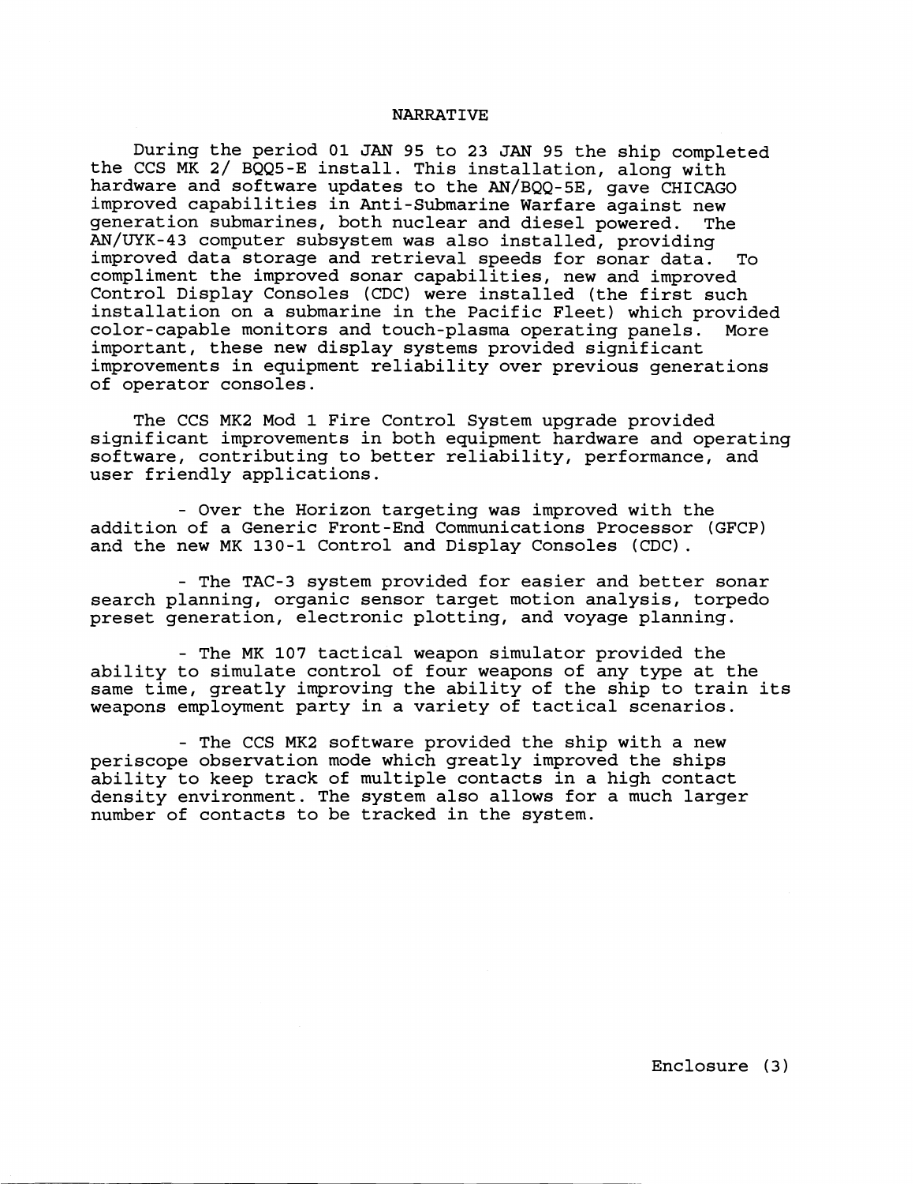# NARRATIVE

During the period 01 JAN 95 to 23 JAN 95 the ship completed the CCS MK 2/ BQQ5-E install. This installation, along with hardware and software updates to the AN/BQQ-5E, gave CHICAGO improved capabilities in Anti-Submarine Warfare against new generation submarines, both nuclear and diesel powered. The AN/UYK-43 computer subsystem was also installed, providing improved data storage and retrieval speeds for sonar data. To compliment the improved sonar capabilities, new and improved Control Display Consoles (CDC) were installed (the first such installation on a submarine in the Pacific Fleet) which provided color-capable monitors and touch-plasma operating panels. More important, these new display systems provided significant improvements in equipment reliability over previous generations of operator consoles.

The CCS MK2 Mod 1 Fire Control System upgrade provided significant improvements in both equipment hardware and operating software, contributing to better reliability, performance, and user friendly applications.

- Over the Horizon targeting was improved with the addition of a Generic Front-End Communications Processor (GFCP) and the new MK 130-1 Control and Display Consoles (CDC).

- The TAC-3 system provided for easier and better sonar search planning, organic sensor target motion analysis, torpedo preset generation, electronic plotting, and voyage planning.

- The MK 107 tactical weapon simulator provided the ability to simulate control of four weapons of any type at the same time, greatly improving the ability of the ship to train its weapons employment party in a variety of tactical scenarios.

- The CCS MK2 software provided the ship with a new periscope observation mode which greatly improved the ships ability to keep track of multiple contacts in a high contact density environment. The system also allows for a much larger number of contacts to be tracked in the system.

Enclosure (3)